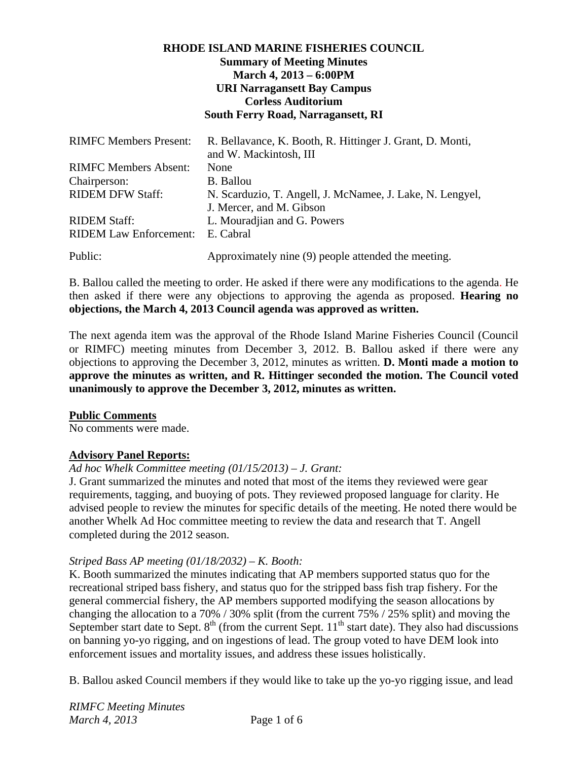# RHODE ISLAND MARINE FISHERIES COUNCIL
**Summary of Meeting Minutes**
**March 4, 2013 – 6:00PM**
**URI Narragansett Bay Campus**
**Corless Auditorium**
**South Ferry Road, Narragansett, RI**

| | |
|---|---|
| RIMFC Members Present: | R. Bellavance, K. Booth, R. Hittinger J. Grant, D. Monti, and W. Mackintosh, III |
| RIMFC Members Absent: | None |
| Chairperson: | B. Ballou |
| RIDEM DFW Staff: | N. Scarduzio, T. Angell, J. McNamee, J. Lake, N. Lengyel, J. Mercer, and M. Gibson |
| RIDEM Staff: | L. Mouradjian and G. Powers |
| RIDEM Law Enforcement: | E. Cabral |
| Public: | Approximately nine (9) people attended the meeting. |

B. Ballou called the meeting to order. He asked if there were any modifications to the agenda. He then asked if there were any objections to approving the agenda as proposed. **Hearing no objections, the March 4, 2013 Council agenda was approved as written.**

The next agenda item was the approval of the Rhode Island Marine Fisheries Council (Council or RIMFC) meeting minutes from December 3, 2012. B. Ballou asked if there were any objections to approving the December 3, 2012, minutes as written. **D. Monti made a motion to approve the minutes as written, and R. Hittinger seconded the motion. The Council voted unanimously to approve the December 3, 2012, minutes as written.**

**Public Comments**

No comments were made.

**Advisory Panel Reports:**

*Ad hoc Whelk Committee meeting (01/15/2013) – J. Grant:*

J. Grant summarized the minutes and noted that most of the items they reviewed were gear requirements, tagging, and buoying of pots. They reviewed proposed language for clarity. He advised people to review the minutes for specific details of the meeting. He noted there would be another Whelk Ad Hoc committee meeting to review the data and research that T. Angell completed during the 2012 season.

*Striped Bass AP meeting (01/18/2032) – K. Booth:*

K. Booth summarized the minutes indicating that AP members supported status quo for the recreational striped bass fishery, and status quo for the stripped bass fish trap fishery. For the general commercial fishery, the AP members supported modifying the season allocations by changing the allocation to a 70% / 30% split (from the current 75% / 25% split) and moving the September start date to Sept. 8th (from the current Sept. 11th start date). They also had discussions on banning yo-yo rigging, and on ingestions of lead. The group voted to have DEM look into enforcement issues and mortality issues, and address these issues holistically.

B. Ballou asked Council members if they would like to take up the yo-yo rigging issue, and lead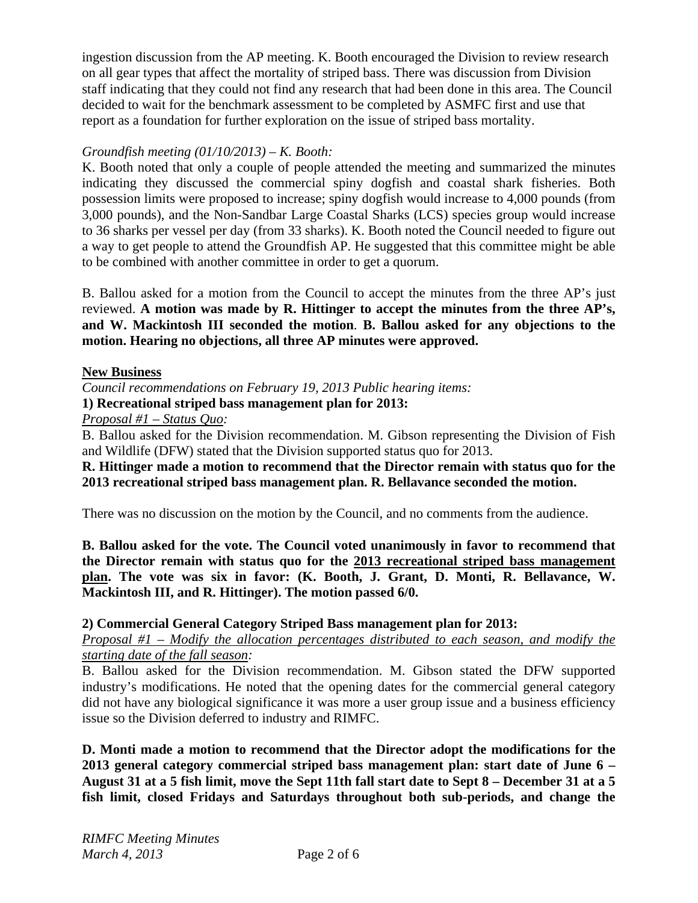ingestion discussion from the AP meeting. K. Booth encouraged the Division to review research on all gear types that affect the mortality of striped bass. There was discussion from Division staff indicating that they could not find any research that had been done in this area. The Council decided to wait for the benchmark assessment to be completed by ASMFC first and use that report as a foundation for further exploration on the issue of striped bass mortality.

*Groundfish meeting (01/10/2013) – K. Booth:*

K. Booth noted that only a couple of people attended the meeting and summarized the minutes indicating they discussed the commercial spiny dogfish and coastal shark fisheries. Both possession limits were proposed to increase; spiny dogfish would increase to 4,000 pounds (from 3,000 pounds), and the Non-Sandbar Large Coastal Sharks (LCS) species group would increase to 36 sharks per vessel per day (from 33 sharks). K. Booth noted the Council needed to figure out a way to get people to attend the Groundfish AP. He suggested that this committee might be able to be combined with another committee in order to get a quorum.

B. Ballou asked for a motion from the Council to accept the minutes from the three AP's just reviewed. **A motion was made by R. Hittinger to accept the minutes from the three AP's, and W. Mackintosh III seconded the motion**. **B. Ballou asked for any objections to the motion. Hearing no objections, all three AP minutes were approved.**

**New Business**

*Council recommendations on February 19, 2013 Public hearing items:*

**1) Recreational striped bass management plan for 2013:**

*Proposal #1 – Status Quo:*

B. Ballou asked for the Division recommendation. M. Gibson representing the Division of Fish and Wildlife (DFW) stated that the Division supported status quo for 2013.

**R. Hittinger made a motion to recommend that the Director remain with status quo for the 2013 recreational striped bass management plan. R. Bellavance seconded the motion.**

There was no discussion on the motion by the Council, and no comments from the audience.

**B. Ballou asked for the vote. The Council voted unanimously in favor to recommend that the Director remain with status quo for the 2013 recreational striped bass management plan. The vote was six in favor: (K. Booth, J. Grant, D. Monti, R. Bellavance, W. Mackintosh III, and R. Hittinger). The motion passed 6/0.**

**2) Commercial General Category Striped Bass management plan for 2013:**

*Proposal #1 – Modify the allocation percentages distributed to each season, and modify the starting date of the fall season:*

B. Ballou asked for the Division recommendation. M. Gibson stated the DFW supported industry's modifications. He noted that the opening dates for the commercial general category did not have any biological significance it was more a user group issue and a business efficiency issue so the Division deferred to industry and RIMFC.

**D. Monti made a motion to recommend that the Director adopt the modifications for the 2013 general category commercial striped bass management plan: start date of June 6 – August 31 at a 5 fish limit, move the Sept 11th fall start date to Sept 8 – December 31 at a 5 fish limit, closed Fridays and Saturdays throughout both sub-periods, and change the**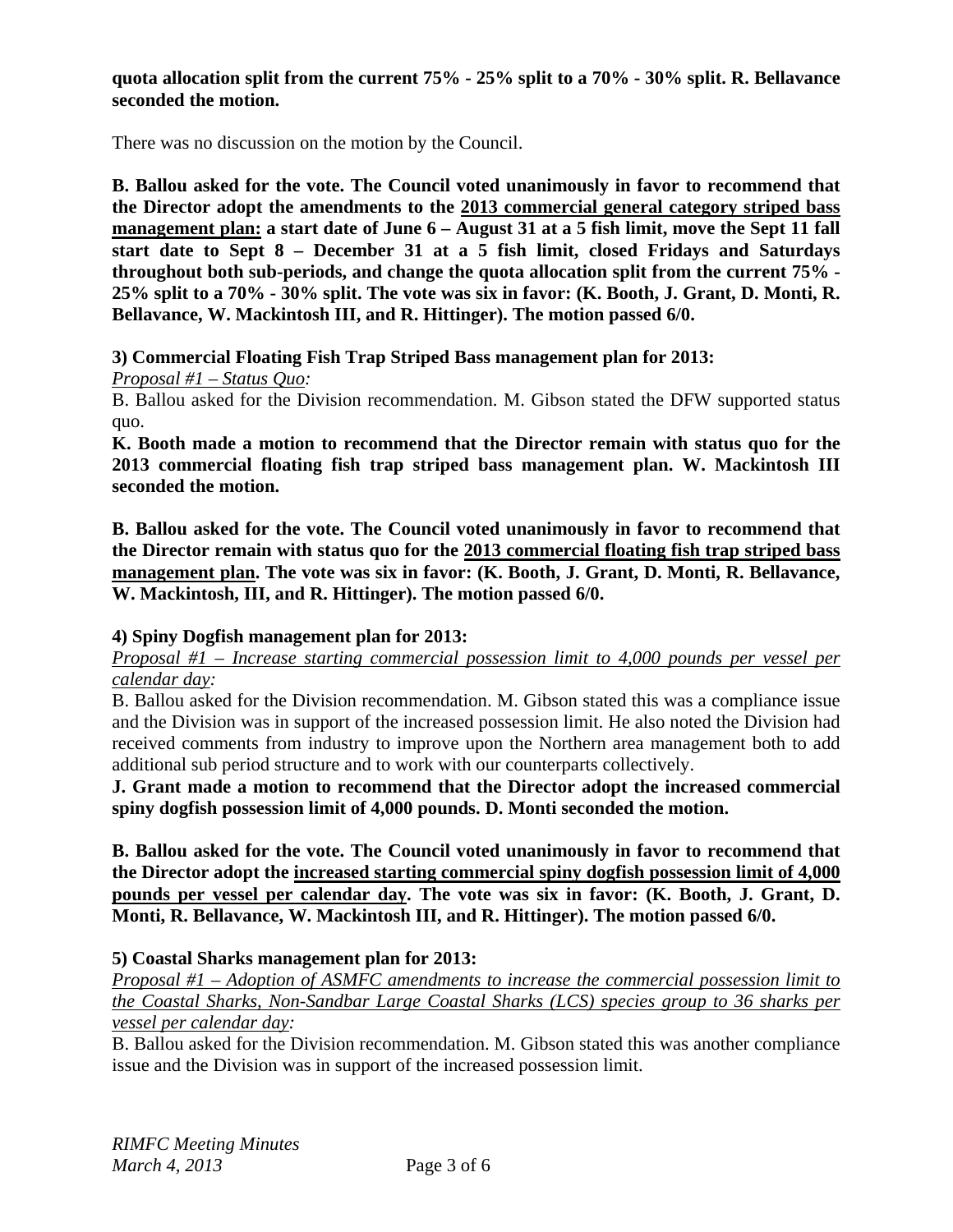**quota allocation split from the current 75% - 25% split to a 70% - 30% split. R. Bellavance seconded the motion.**

There was no discussion on the motion by the Council.

**B. Ballou asked for the vote. The Council voted unanimously in favor to recommend that the Director adopt the amendments to the <u>2013 commercial general category striped bass management plan:</u> a start date of June 6 – August 31 at a 5 fish limit, move the Sept 11 fall start date to Sept 8 – December 31 at a 5 fish limit, closed Fridays and Saturdays throughout both sub-periods, and change the quota allocation split from the current 75% - 25% split to a 70% - 30% split. The vote was six in favor: (K. Booth, J. Grant, D. Monti, R. Bellavance, W. Mackintosh III, and R. Hittinger). The motion passed 6/0.**

**3) Commercial Floating Fish Trap Striped Bass management plan for 2013:**

*<u>Proposal #1 – Status Quo</u>:*

B. Ballou asked for the Division recommendation. M. Gibson stated the DFW supported status quo.

**K. Booth made a motion to recommend that the Director remain with status quo for the 2013 commercial floating fish trap striped bass management plan. W. Mackintosh III seconded the motion.**

**B. Ballou asked for the vote. The Council voted unanimously in favor to recommend that the Director remain with status quo for the <u>2013 commercial floating fish trap striped bass management plan</u>. The vote was six in favor: (K. Booth, J. Grant, D. Monti, R. Bellavance, W. Mackintosh, III, and R. Hittinger). The motion passed 6/0.**

**4) Spiny Dogfish management plan for 2013:**

*<u>Proposal #1 – Increase starting commercial possession limit to 4,000 pounds per vessel per calendar day</u>:*

B. Ballou asked for the Division recommendation. M. Gibson stated this was a compliance issue and the Division was in support of the increased possession limit. He also noted the Division had received comments from industry to improve upon the Northern area management both to add additional sub period structure and to work with our counterparts collectively.

**J. Grant made a motion to recommend that the Director adopt the increased commercial spiny dogfish possession limit of 4,000 pounds. D. Monti seconded the motion.**

**B. Ballou asked for the vote. The Council voted unanimously in favor to recommend that the Director adopt the <u>increased starting commercial spiny dogfish possession limit of 4,000 pounds per vessel per calendar day</u>. The vote was six in favor: (K. Booth, J. Grant, D. Monti, R. Bellavance, W. Mackintosh III, and R. Hittinger). The motion passed 6/0.**

**5) Coastal Sharks management plan for 2013:**

*<u>Proposal #1 – Adoption of ASMFC amendments to increase the commercial possession limit to the Coastal Sharks, Non-Sandbar Large Coastal Sharks (LCS) species group to 36 sharks per vessel per calendar day</u>:*

B. Ballou asked for the Division recommendation. M. Gibson stated this was another compliance issue and the Division was in support of the increased possession limit.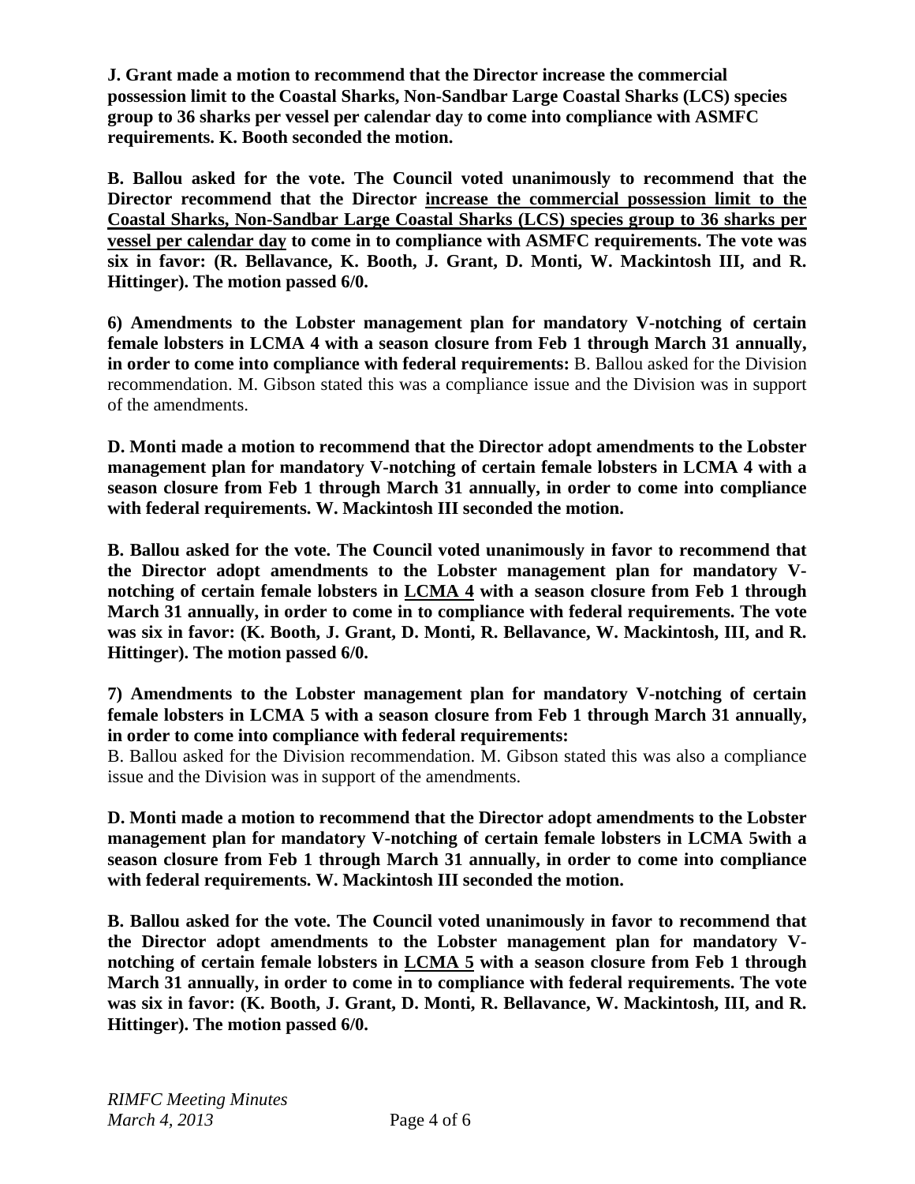**J. Grant made a motion to recommend that the Director increase the commercial possession limit to the Coastal Sharks, Non-Sandbar Large Coastal Sharks (LCS) species group to 36 sharks per vessel per calendar day to come into compliance with ASMFC requirements. K. Booth seconded the motion.**

**B. Ballou asked for the vote. The Council voted unanimously to recommend that the Director recommend that the Director <u>increase the commercial possession limit to the Coastal Sharks, Non-Sandbar Large Coastal Sharks (LCS) species group to 36 sharks per vessel per calendar day</u> to come in to compliance with ASMFC requirements. The vote was six in favor: (R. Bellavance, K. Booth, J. Grant, D. Monti, W. Mackintosh III, and R. Hittinger). The motion passed 6/0.**

**6) Amendments to the Lobster management plan for mandatory V-notching of certain female lobsters in LCMA 4 with a season closure from Feb 1 through March 31 annually, in order to come into compliance with federal requirements:** B. Ballou asked for the Division recommendation. M. Gibson stated this was a compliance issue and the Division was in support of the amendments.

**D. Monti made a motion to recommend that the Director adopt amendments to the Lobster management plan for mandatory V-notching of certain female lobsters in LCMA 4 with a season closure from Feb 1 through March 31 annually, in order to come into compliance with federal requirements. W. Mackintosh III seconded the motion.**

**B. Ballou asked for the vote. The Council voted unanimously in favor to recommend that the Director adopt amendments to the Lobster management plan for mandatory V-notching of certain female lobsters in <u>LCMA 4</u> with a season closure from Feb 1 through March 31 annually, in order to come in to compliance with federal requirements. The vote was six in favor: (K. Booth, J. Grant, D. Monti, R. Bellavance, W. Mackintosh, III, and R. Hittinger). The motion passed 6/0.**

**7) Amendments to the Lobster management plan for mandatory V-notching of certain female lobsters in LCMA 5 with a season closure from Feb 1 through March 31 annually, in order to come into compliance with federal requirements:**
B. Ballou asked for the Division recommendation. M. Gibson stated this was also a compliance issue and the Division was in support of the amendments.

**D. Monti made a motion to recommend that the Director adopt amendments to the Lobster management plan for mandatory V-notching of certain female lobsters in LCMA 5with a season closure from Feb 1 through March 31 annually, in order to come into compliance with federal requirements. W. Mackintosh III seconded the motion.**

**B. Ballou asked for the vote. The Council voted unanimously in favor to recommend that the Director adopt amendments to the Lobster management plan for mandatory V-notching of certain female lobsters in <u>LCMA 5</u> with a season closure from Feb 1 through March 31 annually, in order to come in to compliance with federal requirements. The vote was six in favor: (K. Booth, J. Grant, D. Monti, R. Bellavance, W. Mackintosh, III, and R. Hittinger). The motion passed 6/0.**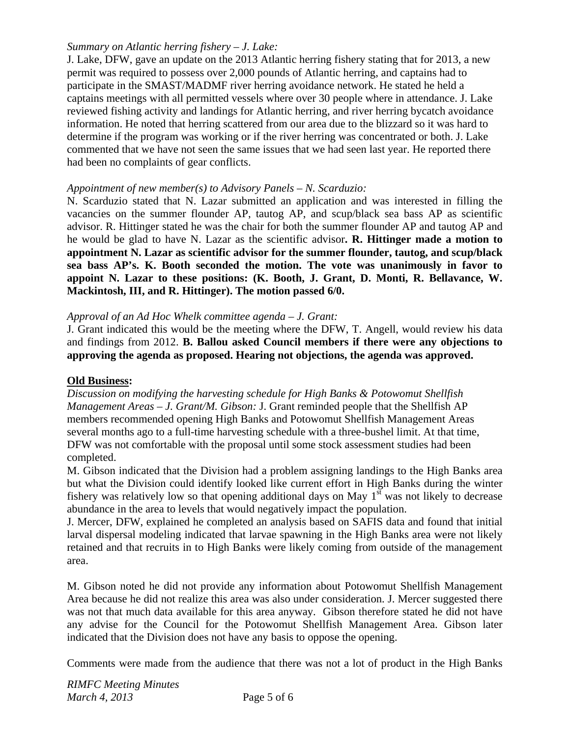*Summary on Atlantic herring fishery – J. Lake:*
J. Lake, DFW, gave an update on the 2013 Atlantic herring fishery stating that for 2013, a new permit was required to possess over 2,000 pounds of Atlantic herring, and captains had to participate in the SMAST/MADMF river herring avoidance network. He stated he held a captains meetings with all permitted vessels where over 30 people where in attendance. J. Lake reviewed fishing activity and landings for Atlantic herring, and river herring bycatch avoidance information. He noted that herring scattered from our area due to the blizzard so it was hard to determine if the program was working or if the river herring was concentrated or both. J. Lake commented that we have not seen the same issues that we had seen last year. He reported there had been no complaints of gear conflicts.

*Appointment of new member(s) to Advisory Panels – N. Scarduzio:*
N. Scarduzio stated that N. Lazar submitted an application and was interested in filling the vacancies on the summer flounder AP, tautog AP, and scup/black sea bass AP as scientific advisor. R. Hittinger stated he was the chair for both the summer flounder AP and tautog AP and he would be glad to have N. Lazar as the scientific advisor**. R. Hittinger made a motion to appointment N. Lazar as scientific advisor for the summer flounder, tautog, and scup/black sea bass AP's. K. Booth seconded the motion. The vote was unanimously in favor to appoint N. Lazar to these positions: (K. Booth, J. Grant, D. Monti, R. Bellavance, W. Mackintosh, III, and R. Hittinger). The motion passed 6/0.**

*Approval of an Ad Hoc Whelk committee agenda – J. Grant:*
J. Grant indicated this would be the meeting where the DFW, T. Angell, would review his data and findings from 2012. **B. Ballou asked Council members if there were any objections to approving the agenda as proposed. Hearing not objections, the agenda was approved.**

**Old Business:**

*Discussion on modifying the harvesting schedule for High Banks & Potowomut Shellfish Management Areas – J. Grant/M. Gibson:* J. Grant reminded people that the Shellfish AP members recommended opening High Banks and Potowomut Shellfish Management Areas several months ago to a full-time harvesting schedule with a three-bushel limit. At that time, DFW was not comfortable with the proposal until some stock assessment studies had been completed.

M. Gibson indicated that the Division had a problem assigning landings to the High Banks area but what the Division could identify looked like current effort in High Banks during the winter fishery was relatively low so that opening additional days on May 1st was not likely to decrease abundance in the area to levels that would negatively impact the population.

J. Mercer, DFW, explained he completed an analysis based on SAFIS data and found that initial larval dispersal modeling indicated that larvae spawning in the High Banks area were not likely retained and that recruits in to High Banks were likely coming from outside of the management area.

M. Gibson noted he did not provide any information about Potowomut Shellfish Management Area because he did not realize this area was also under consideration. J. Mercer suggested there was not that much data available for this area anyway. Gibson therefore stated he did not have any advise for the Council for the Potowomut Shellfish Management Area. Gibson later indicated that the Division does not have any basis to oppose the opening.

Comments were made from the audience that there was not a lot of product in the High Banks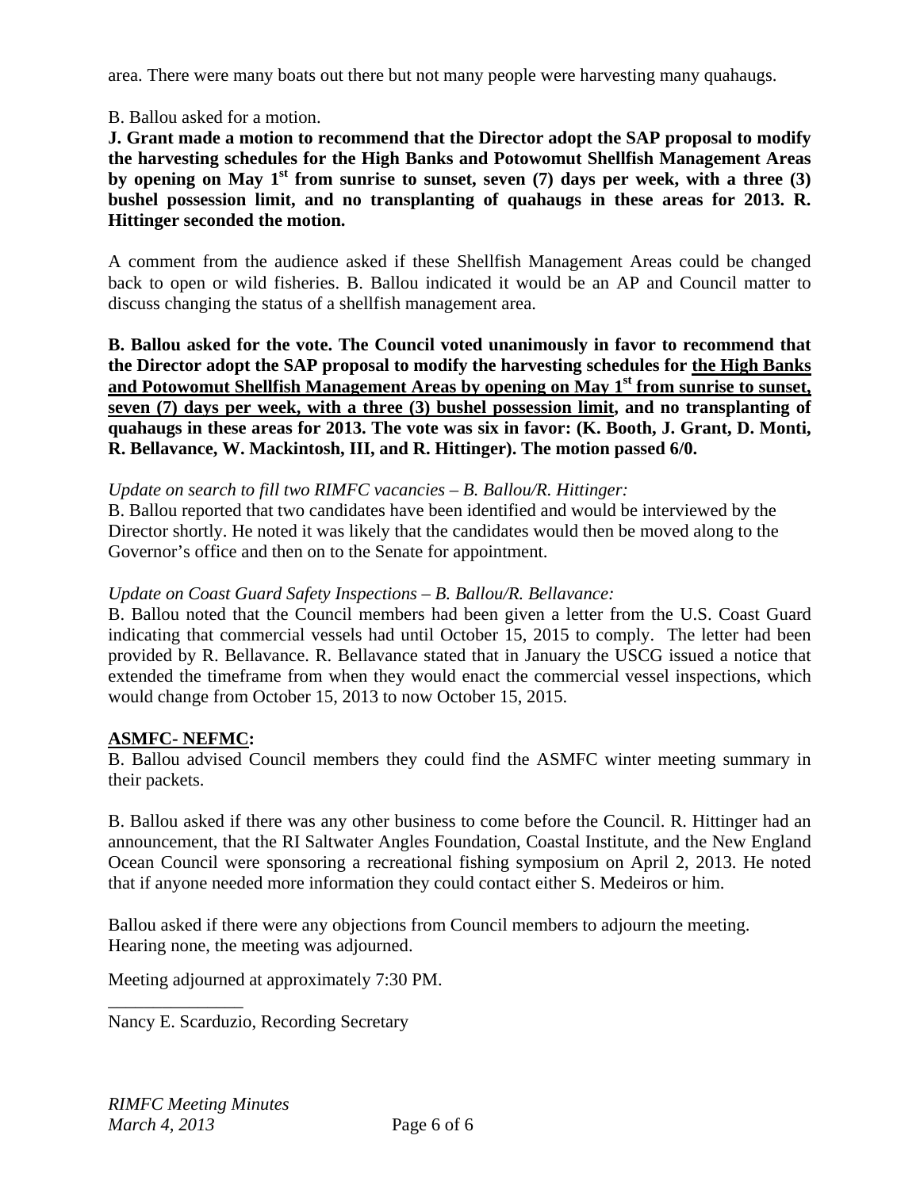area. There were many boats out there but not many people were harvesting many quahaugs.

B. Ballou asked for a motion.

**J. Grant made a motion to recommend that the Director adopt the SAP proposal to modify the harvesting schedules for the High Banks and Potowomut Shellfish Management Areas by opening on May 1st from sunrise to sunset, seven (7) days per week, with a three (3) bushel possession limit, and no transplanting of quahaugs in these areas for 2013. R. Hittinger seconded the motion.**

A comment from the audience asked if these Shellfish Management Areas could be changed back to open or wild fisheries. B. Ballou indicated it would be an AP and Council matter to discuss changing the status of a shellfish management area.

**B. Ballou asked for the vote. The Council voted unanimously in favor to recommend that the Director adopt the SAP proposal to modify the harvesting schedules for <u>the High Banks and Potowomut Shellfish Management Areas by opening on May 1st from sunrise to sunset, seven (7) days per week, with a three (3) bushel possession limit</u>, and no transplanting of quahaugs in these areas for 2013. The vote was six in favor: (K. Booth, J. Grant, D. Monti, R. Bellavance, W. Mackintosh, III, and R. Hittinger). The motion passed 6/0.**

*Update on search to fill two RIMFC vacancies – B. Ballou/R. Hittinger:*

B. Ballou reported that two candidates have been identified and would be interviewed by the Director shortly. He noted it was likely that the candidates would then be moved along to the Governor's office and then on to the Senate for appointment.

*Update on Coast Guard Safety Inspections – B. Ballou/R. Bellavance:*

B. Ballou noted that the Council members had been given a letter from the U.S. Coast Guard indicating that commercial vessels had until October 15, 2015 to comply. The letter had been provided by R. Bellavance. R. Bellavance stated that in January the USCG issued a notice that extended the timeframe from when they would enact the commercial vessel inspections, which would change from October 15, 2013 to now October 15, 2015.

**<u>ASMFC- NEFMC</u>:**

B. Ballou advised Council members they could find the ASMFC winter meeting summary in their packets.

B. Ballou asked if there was any other business to come before the Council. R. Hittinger had an announcement, that the RI Saltwater Angles Foundation, Coastal Institute, and the New England Ocean Council were sponsoring a recreational fishing symposium on April 2, 2013. He noted that if anyone needed more information they could contact either S. Medeiros or him.

Ballou asked if there were any objections from Council members to adjourn the meeting. Hearing none, the meeting was adjourned.

Meeting adjourned at approximately 7:30 PM.

\_\_\_\_\_\_\_\_\_\_\_\_\_\_\_

Nancy E. Scarduzio, Recording Secretary